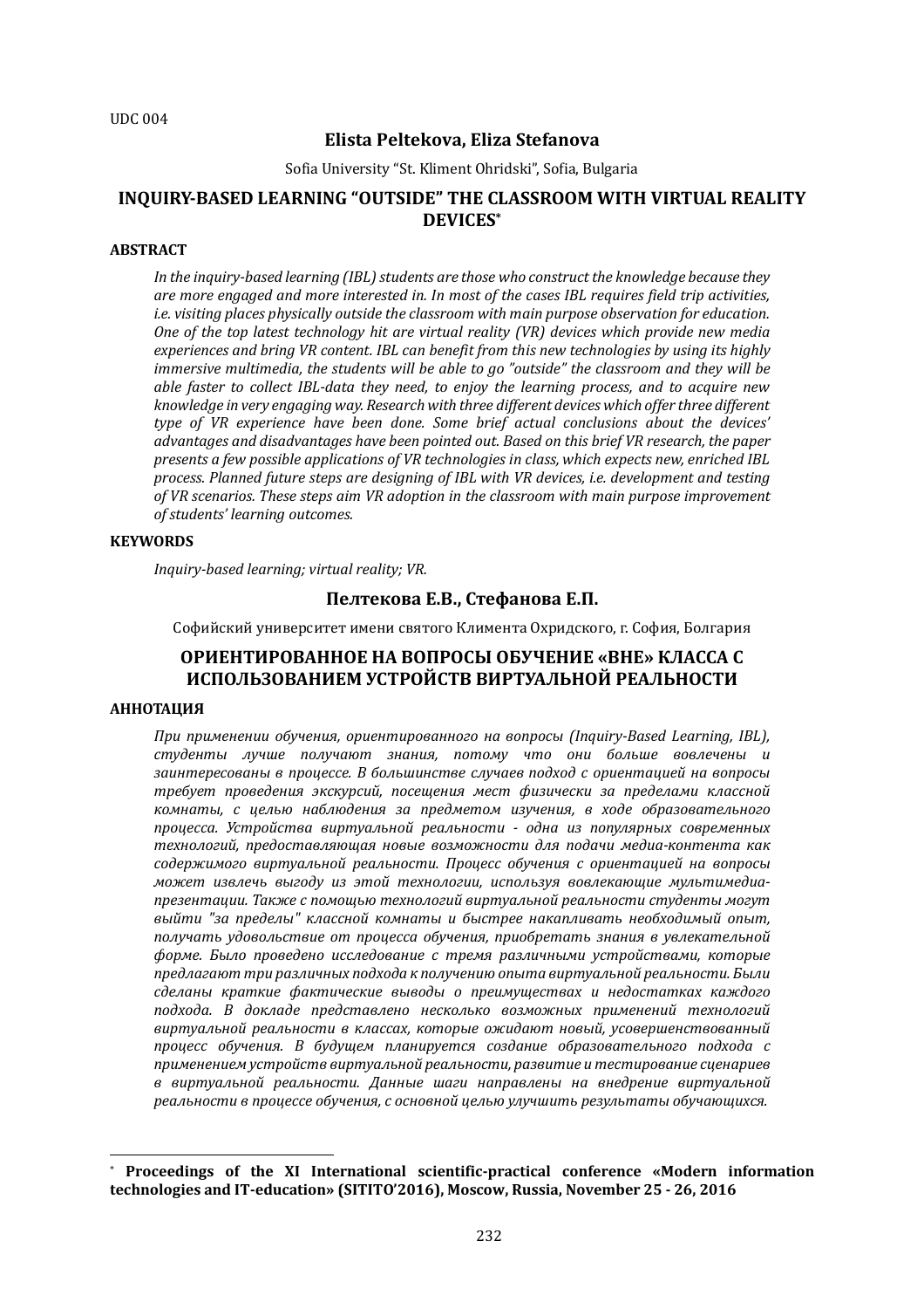UDC 004

**Elista Peltekova, Eliza Stefanova**

Sofia University "St. Kliment Ohridski", Sofia, Bulgaria

# INQUIRY-BASED LEARNING "OUTSIDE" THE CLASSROOM WITH VIRTUAL REALITY DEVICES[*]

## ABSTRACT

*In the inquiry-based learning (IBL) students are those who construct the knowledge because they are more engaged and more interested in. In most of the cases IBL requires field trip activities, i.e. visiting places physically outside the classroom with main purpose observation for education. One of the top latest technology hit are virtual reality (VR) devices which provide new media experiences and bring VR content. IBL can benefit from this new technologies by using its highly immersive multimedia, the students will be able to go "outside" the classroom and they will be able faster to collect IBL-data they need, to enjoy the learning process, and to acquire new knowledge in very engaging way. Research with three different devices which offer three different type of VR experience have been done. Some brief actual conclusions about the devices' advantages and disadvantages have been pointed out. Based on this brief VR research, the paper presents a few possible applications of VR technologies in class, which expects new, enriched IBL process. Planned future steps are designing of IBL with VR devices, i.e. development and testing of VR scenarios. These steps aim VR adoption in the classroom with main purpose improvement of students' learning outcomes.*

## KEYWORDS

*Inquiry-based learning; virtual reality; VR.*

**Пелтекова Е.В., Стефанова Е.П.**

Софийский университет имени святого Климента Охридского, г. София, Болгария

# ОРИЕНТИРОВАННОЕ НА ВОПРОСЫ ОБУЧЕНИЕ «ВНЕ» КЛАССА С ИСПОЛЬЗОВАНИЕМ УСТРОЙСТВ ВИРТУАЛЬНОЙ РЕАЛЬНОСТИ

## АННОТАЦИЯ

*При применении обучения, ориентированного на вопросы (Inquiry-Based Learning, IBL), студенты лучше получают знания, потому что они больше вовлечены и заинтересованы в процессе. В большинстве случаев подход с ориентацией на вопросы требует проведения экскурсий, посещения мест физически за пределами классной комнаты, с целью наблюдения за предметом изучения, в ходе образовательного процесса. Устройства виртуальной реальности - одна из популярных современных технологий, предоставляющая новые возможности для подачи медиа-контента как содержимого виртуальной реальности. Процесс обучения с ориентацией на вопросы может извлечь выгоду из этой технологии, используя вовлекающие мультимедиа-презентации. Также с помощью технологий виртуальной реальности студенты могут выйти "за пределы" классной комнаты и быстрее накапливать необходимый опыт, получать удовольствие от процесса обучения, приобретать знания в увлекательной форме. Было проведено исследование с тремя различными устройствами, которые предлагают три различных подхода к получению опыта виртуальной реальности. Были сделаны краткие фактические выводы о преимуществах и недостатках каждого подхода. В докладе представлено несколько возможных применений технологий виртуальной реальности в классах, которые ожидают новый, усовершенствованный процесс обучения. В будущем планируется создание образовательного подхода с применением устройств виртуальной реальности, развитие и тестирование сценариев в виртуальной реальности. Данные шаги направлены на внедрение виртуальной реальности в процессе обучения, с основной целью улучшить результаты обучающихся.*

---

[*] **Proceedings of the XI International scientific-practical conference «Modern information technologies and IT-education» (SITITO'2016), Moscow, Russia, November 25 - 26, 2016**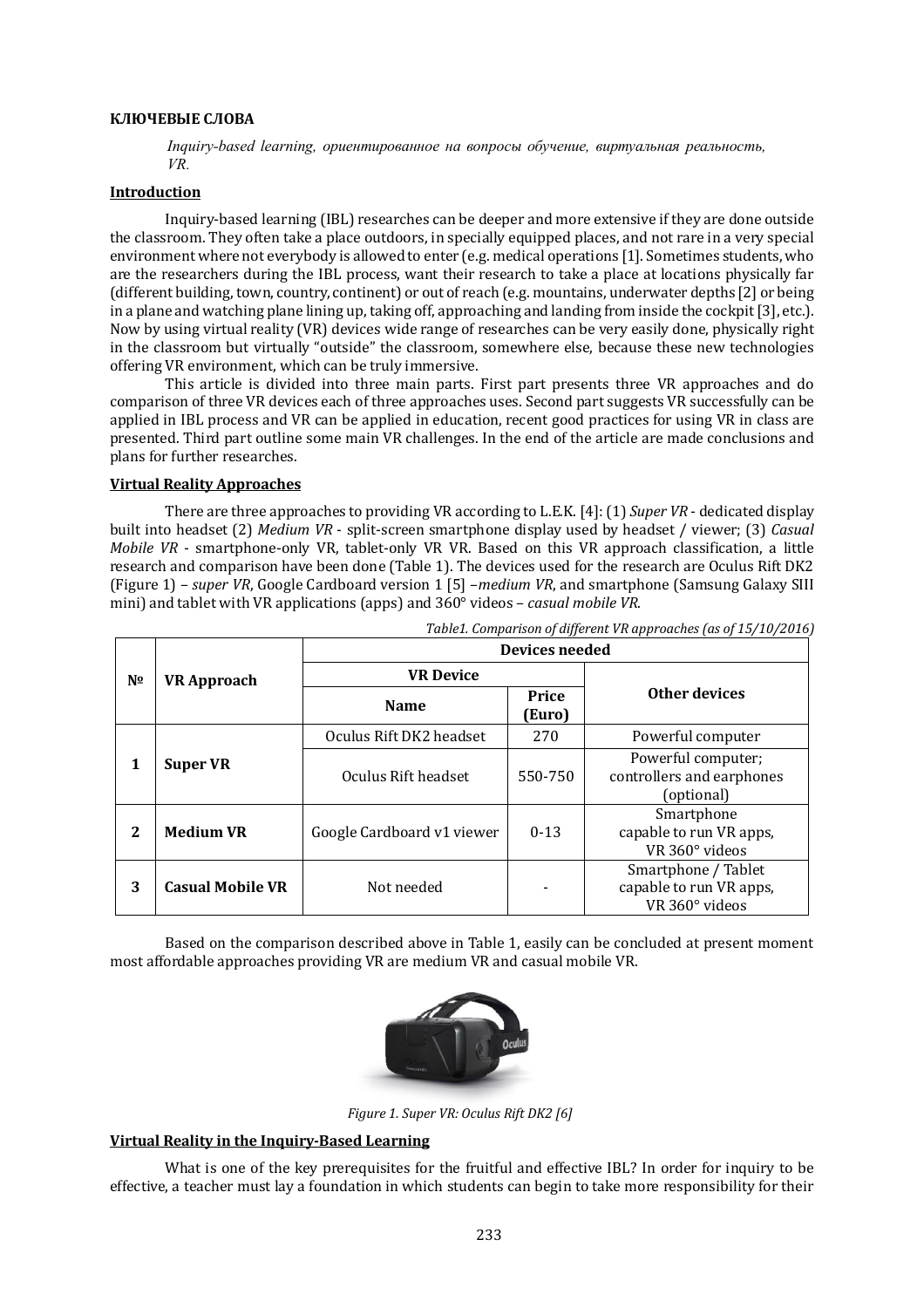**КЛЮЧЕВЫЕ СЛОВА**

*Inquiry-based learning, ориентированное на вопросы обучение, виртуальная реальность, VR.*

**Introduction**

Inquiry-based learning (IBL) researches can be deeper and more extensive if they are done outside the classroom. They often take a place outdoors, in specially equipped places, and not rare in a very special environment where not everybody is allowed to enter (e.g. medical operations [1]. Sometimes students, who are the researchers during the IBL process, want their research to take a place at locations physically far (different building, town, country, continent) or out of reach (e.g. mountains, underwater depths [2] or being in a plane and watching plane lining up, taking off, approaching and landing from inside the cockpit [3], etc.). Now by using virtual reality (VR) devices wide range of researches can be very easily done, physically right in the classroom but virtually "outside" the classroom, somewhere else, because these new technologies offering VR environment, which can be truly immersive.

This article is divided into three main parts. First part presents three VR approaches and do comparison of three VR devices each of three approaches uses. Second part suggests VR successfully can be applied in IBL process and VR can be applied in education, recent good practices for using VR in class are presented. Third part outline some main VR challenges. In the end of the article are made conclusions and plans for further researches.

**Virtual Reality Approaches**

There are three approaches to providing VR according to L.E.K. [4]: (1) *Super VR* - dedicated display built into headset (2) *Medium VR* - split-screen smartphone display used by headset / viewer; (3) *Casual Mobile VR* - smartphone-only VR, tablet-only VR VR. Based on this VR approach classification, a little research and comparison have been done (Table 1). The devices used for the research are Oculus Rift DK2 (Figure 1) – *super VR*, Google Cardboard version 1 [5] –*medium VR*, and smartphone (Samsung Galaxy SIII mini) and tablet with VR applications (apps) and 360° videos – *casual mobile VR*.

*Table1. Comparison of different VR approaches (as of 15/10/2016)*

| № | VR Approach | Devices needed | | |
|---|---|---|---|---|
| | | VR Device | | Other devices |
| | | Name | Price (Euro) | |
| 1 | Super VR | Oculus Rift DK2 headset | 270 | Powerful computer |
| | | Oculus Rift headset | 550-750 | Powerful computer; controllers and earphones (optional) |
| 2 | Medium VR | Google Cardboard v1 viewer | 0-13 | Smartphone capable to run VR apps, VR 360° videos |
| 3 | Casual Mobile VR | Not needed | - | Smartphone / Tablet capable to run VR apps, VR 360° videos |

Based on the comparison described above in Table 1, easily can be concluded at present moment most affordable approaches providing VR are medium VR and casual mobile VR.

*Figure 1. Super VR: Oculus Rift DK2 [6]*

**Virtual Reality in the Inquiry-Based Learning**

What is one of the key prerequisites for the fruitful and effective IBL? In order for inquiry to be effective, a teacher must lay a foundation in which students can begin to take more responsibility for their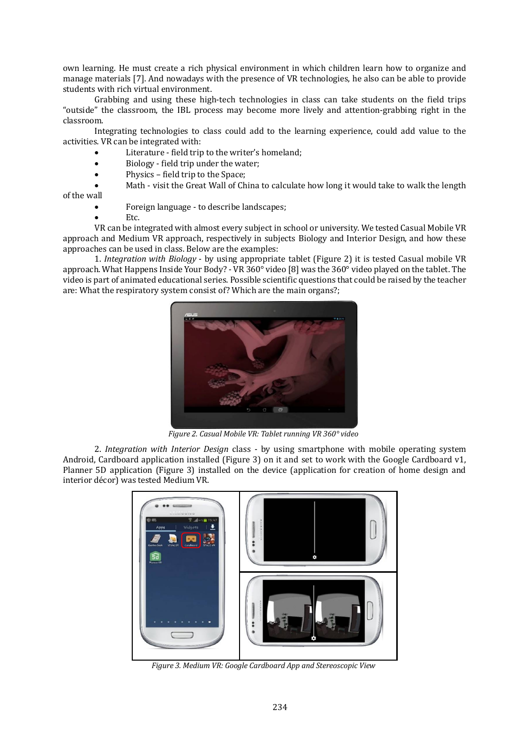own learning. He must create a rich physical environment in which children learn how to organize and manage materials [7]. And nowadays with the presence of VR technologies, he also can be able to provide students with rich virtual environment.

Grabbing and using these high-tech technologies in class can take students on the field trips "outside" the classroom, the IBL process may become more lively and attention-grabbing right in the classroom.

Integrating technologies to class could add to the learning experience, could add value to the activities. VR can be integrated with:

- Literature - field trip to the writer's homeland;
- Biology - field trip under the water;
- Physics – field trip to the Space;
- Math - visit the Great Wall of China to calculate how long it would take to walk the length of the wall
- Foreign language - to describe landscapes;
- Etc.

VR can be integrated with almost every subject in school or university. We tested Casual Mobile VR approach and Medium VR approach, respectively in subjects Biology and Interior Design, and how these approaches can be used in class. Below are the examples:

1. *Integration with Biology* - by using appropriate tablet (Figure 2) it is tested Casual mobile VR approach. What Happens Inside Your Body? - VR 360° video [8] was the 360° video played on the tablet. The video is part of animated educational series. Possible scientific questions that could be raised by the teacher are: What the respiratory system consist of? Which are the main organs?;

*Figure 2. Casual Mobile VR: Tablet running VR 360° video*

2. *Integration with Interior Design* class - by using smartphone with mobile operating system Android, Cardboard application installed (Figure 3) on it and set to work with the Google Cardboard v1, Planner 5D application (Figure 3) installed on the device (application for creation of home design and interior décor) was tested Medium VR.

*Figure 3. Medium VR: Google Cardboard App and Stereoscopic View*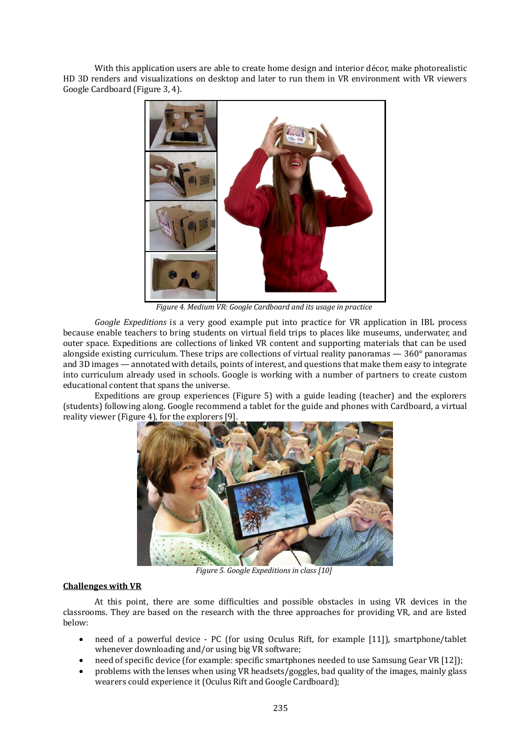With this application users are able to create home design and interior décor, make photorealistic HD 3D renders and visualizations on desktop and later to run them in VR environment with VR viewers Google Cardboard (Figure 3, 4).

*Figure 4. Medium VR: Google Cardboard and its usage in practice*

*Google Expeditions* is a very good example put into practice for VR application in IBL process because enable teachers to bring students on virtual field trips to places like museums, underwater, and outer space. Expeditions are collections of linked VR content and supporting materials that can be used alongside existing curriculum. These trips are collections of virtual reality panoramas — 360° panoramas and 3D images — annotated with details, points of interest, and questions that make them easy to integrate into curriculum already used in schools. Google is working with a number of partners to create custom educational content that spans the universe.

Expeditions are group experiences (Figure 5) with a guide leading (teacher) and the explorers (students) following along. Google recommend a tablet for the guide and phones with Cardboard, a virtual reality viewer (Figure 4), for the explorers [9].

*Figure 5. Google Expeditions in class [10]*

**<u>Challenges with VR</u>**

At this point, there are some difficulties and possible obstacles in using VR devices in the classrooms. They are based on the research with the three approaches for providing VR, and are listed below:

- need of a powerful device - PC (for using Oculus Rift, for example [11]), smartphone/tablet whenever downloading and/or using big VR software;
- need of specific device (for example: specific smartphones needed to use Samsung Gear VR [12]);
- problems with the lenses when using VR headsets/goggles, bad quality of the images, mainly glass wearers could experience it (Oculus Rift and Google Cardboard);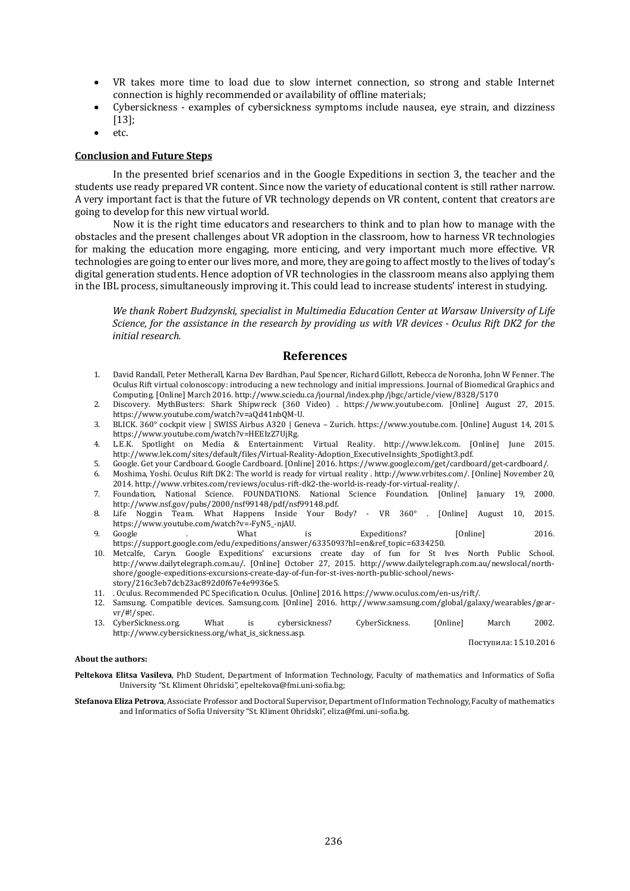- VR takes more time to load due to slow internet connection, so strong and stable Internet connection is highly recommended or availability of offline materials;
- Cybersickness - examples of cybersickness symptoms include nausea, eye strain, and dizziness [13];
- etc.

**Conclusion and Future Steps**

In the presented brief scenarios and in the Google Expeditions in section 3, the teacher and the students use ready prepared VR content. Since now the variety of educational content is still rather narrow. A very important fact is that the future of VR technology depends on VR content, content that creators are going to develop for this new virtual world.

Now it is the right time educators and researchers to think and to plan how to manage with the obstacles and the present challenges about VR adoption in the classroom, how to harness VR technologies for making the education more engaging, more enticing, and very important much more effective. VR technologies are going to enter our lives more, and more, they are going to affect mostly to the lives of today's digital generation students. Hence adoption of VR technologies in the classroom means also applying them in the IBL process, simultaneously improving it. This could lead to increase students' interest in studying.

*We thank Robert Budzynski, specialist in Multimedia Education Center at Warsaw University of Life Science, for the assistance in the research by providing us with VR devices - Oculus Rift DK2 for the initial research.*

## References

1. David Randall, Peter Metherall, Karna Dev Bardhan, Paul Spencer, Richard Gillott, Rebecca de Noronha, John W Fenner. The Oculus Rift virtual colonoscopy: introducing a new technology and initial impressions. Journal of Biomedical Graphics and Computing. [Online] March 2016. http://www.sciedu.ca/journal/index.php/jbgc/article/view/8328/5170
2. Discovery. MythBusters: Shark Shipwreck (360 Video) . https://www.youtube.com. [Online] August 27, 2015. https://www.youtube.com/watch?v=aQd41nbQM-U.
3. BLICK. 360° cockpit view | SWISS Airbus A320 | Geneva – Zurich. https://www.youtube.com. [Online] August 14, 2015. https://www.youtube.com/watch?v=HEEIzZ7UjRg.
4. L.E.K. Spotlight on Media & Entertainment: Virtual Reality. http://www.lek.com. [Online] June 2015. http://www.lek.com/sites/default/files/Virtual-Reality-Adoption_ExecutiveInsights_Spotlight3.pdf.
5. Google. Get your Cardboard. Google Cardboard. [Online] 2016. https://www.google.com/get/cardboard/get-cardboard/.
6. Moshima, Yoshi. Oculus Rift DK2: The world is ready for virtual reality . http://www.vrbites.com/. [Online] November 20, 2014. http://www.vrbites.com/reviews/oculus-rift-dk2-the-world-is-ready-for-virtual-reality/.
7. Foundation, National Science. FOUNDATIONS. National Science Foundation. [Online] January 19, 2000. http://www.nsf.gov/pubs/2000/nsf99148/pdf/nsf99148.pdf.
8. Life Noggin Team. What Happens Inside Your Body? - VR 360° . [Online] August 10, 2015. https://www.youtube.com/watch?v=-FyN5_-njAU.
9. Google . What is Expeditions? [Online] 2016. https://support.google.com/edu/expeditions/answer/6335093?hl=en&ref_topic=6334250.
10. Metcalfe, Caryn. Google Expeditions' excursions create day of fun for St Ives North Public School. http://www.dailytelegraph.com.au/. [Online] October 27, 2015. http://www.dailytelegraph.com.au/newslocal/north-shore/google-expeditions-excursions-create-day-of-fun-for-st-ives-north-public-school/news-story/216c3eb7dcb23ac892d0f67e4e9936e5.
11. . Oculus. Recommended PC Specification. Oculus. [Online] 2016. https://www.oculus.com/en-us/rift/.
12. Samsung. Compatible devices. Samsung.com. [Online] 2016. http://www.samsung.com/global/galaxy/wearables/gear-vr/#!/spec.
13. CyberSickness.org. What is cybersickness? CyberSickness. [Online] March 2002. http://www.cybersickness.org/what_is_sickness.asp.

Поступила: 15.10.2016

**About the authors:**

**Peltekova Elitsa Vasileva**, PhD Student, Department of Information Technology, Faculty of mathematics and Informatics of Sofia University "St. Kliment Ohridski", epeltekova@fmi.uni-sofia.bg;

**Stefanova Eliza Petrova**, Associate Professor and Doctoral Supervisor, Department of Information Technology, Faculty of mathematics and Informatics of Sofia University "St. Kliment Ohridski", eliza@fmi.uni-sofia.bg.